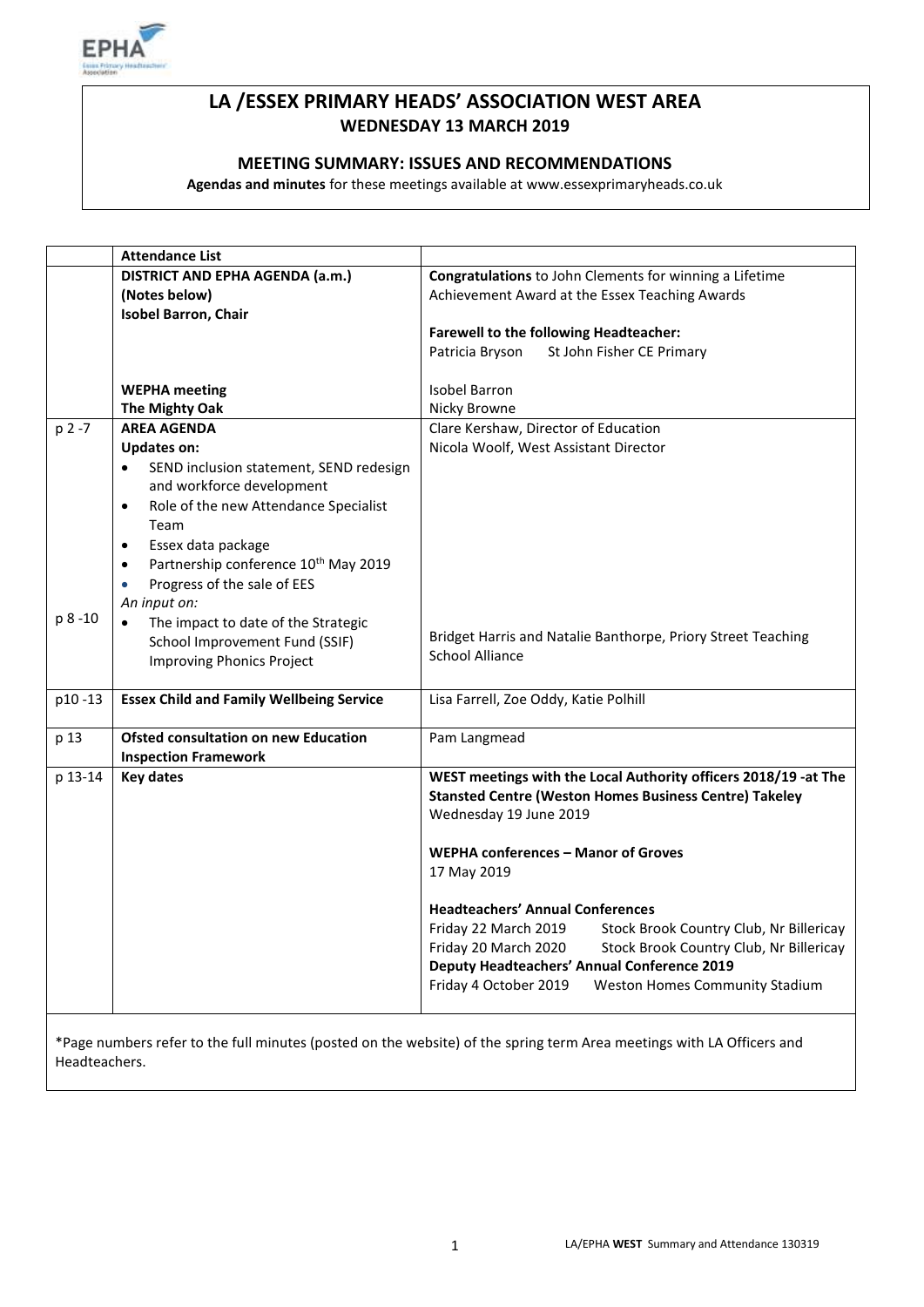# LA /ESSEX PRIMARY HEADS' ASSOCIATION WEST AREA

**WEDNESDAY 13 MARCH 2019**

## MEETING SUMMARY: ISSUES AND RECOMMENDATIONS

**Agendas and minutes** for these meetings available at www.essexprimaryheads.co.uk

| | **Attendance List** | |
|---|---|---|
| | **DISTRICT AND EPHA AGENDA (a.m.)**<br>**(Notes below)**<br>**Isobel Barron, Chair**<br><br>**WEPHA meeting**<br>**The Mighty Oak** | **Congratulations** to John Clements for winning a Lifetime Achievement Award at the Essex Teaching Awards<br><br>**Farewell to the following Headteacher:**<br>Patricia Bryson St John Fisher CE Primary<br><br>Isobel Barron<br>Nicky Browne |
| p 2 -7<br><br><br><br><br><br><br><br>p 8 -10 | **AREA AGENDA**<br>**Updates on:**<br>• SEND inclusion statement, SEND redesign and workforce development<br>• Role of the new Attendance Specialist Team<br>• Essex data package<br>• Partnership conference 10th May 2019<br>• Progress of the sale of EES<br>*An input on:*<br>• The impact to date of the Strategic School Improvement Fund (SSIF) Improving Phonics Project | Clare Kershaw, Director of Education<br>Nicola Woolf, West Assistant Director<br><br><br><br><br><br><br><br>Bridget Harris and Natalie Banthorpe, Priory Street Teaching School Alliance |
| p10 -13 | **Essex Child and Family Wellbeing Service** | Lisa Farrell, Zoe Oddy, Katie Polhill |
| p 13 | **Ofsted consultation on new Education Inspection Framework** | Pam Langmead |
| p 13-14 | **Key dates** | **WEST meetings with the Local Authority officers 2018/19 -at The Stansted Centre (Weston Homes Business Centre) Takeley**<br>Wednesday 19 June 2019<br><br>**WEPHA conferences – Manor of Groves**<br>17 May 2019<br><br>**Headteachers' Annual Conferences**<br>Friday 22 March 2019 Stock Brook Country Club, Nr Billericay<br>Friday 20 March 2020 Stock Brook Country Club, Nr Billericay<br>**Deputy Headteachers' Annual Conference 2019**<br>Friday 4 October 2019 Weston Homes Community Stadium |

*Page numbers refer to the full minutes (posted on the website) of the spring term Area meetings with LA Officers and Headteachers.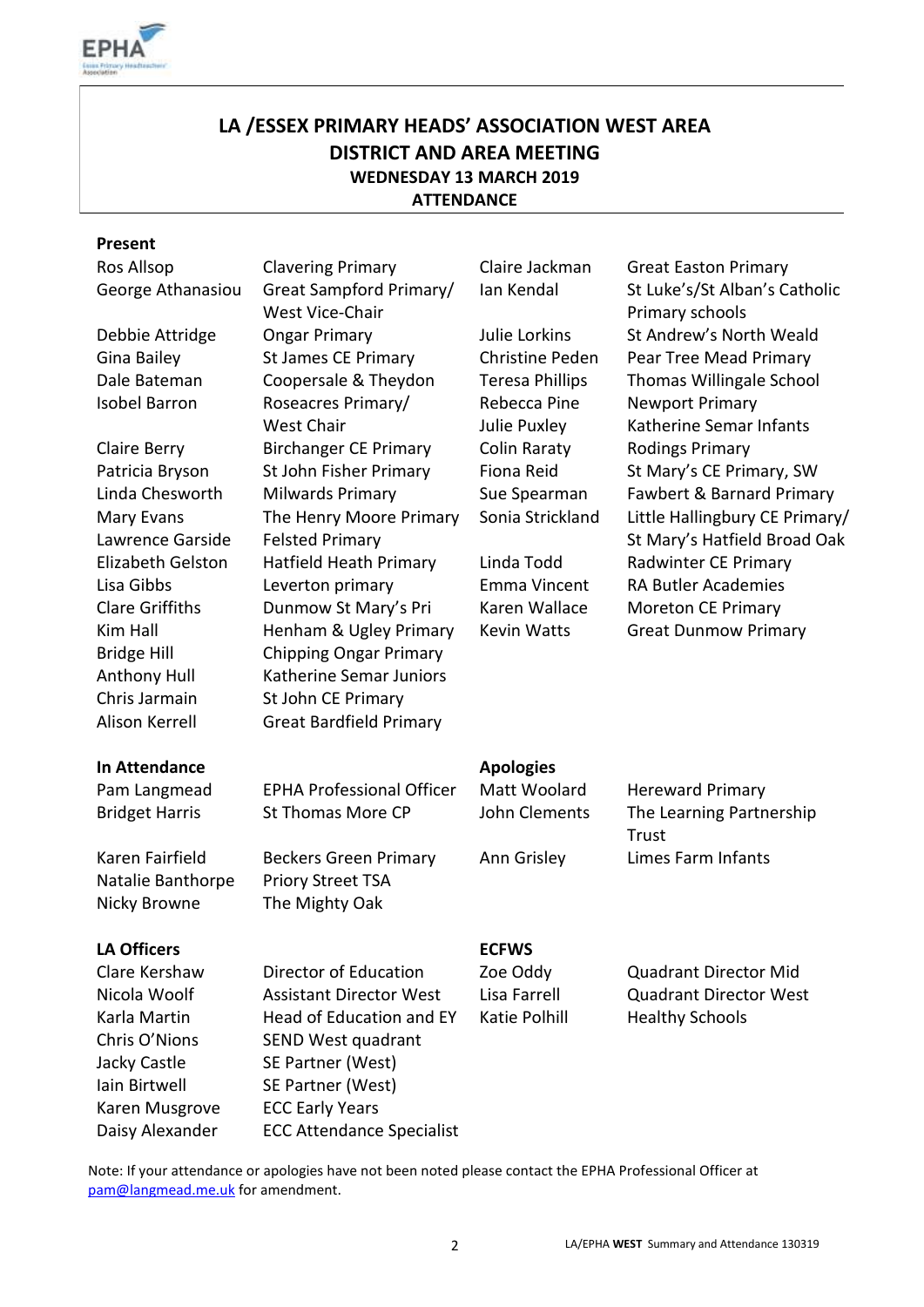# LA /ESSEX PRIMARY HEADS' ASSOCIATION WEST AREA
## DISTRICT AND AREA MEETING
### WEDNESDAY 13 MARCH 2019
### ATTENDANCE

**Present**

| Name | School |
|---|---|
| Ros Allsop | Clavering Primary |
| George Athanasiou | Great Sampford Primary/ West Vice-Chair |
| Debbie Attridge | Ongar Primary |
| Gina Bailey | St James CE Primary |
| Dale Bateman | Coopersale & Theydon |
| Isobel Barron | Roseacres Primary/ West Chair |
| Claire Berry | Birchanger CE Primary |
| Patricia Bryson | St John Fisher Primary |
| Linda Chesworth | Milwards Primary |
| Mary Evans | The Henry Moore Primary |
| Lawrence Garside | Felsted Primary |
| Elizabeth Gelston | Hatfield Heath Primary |
| Lisa Gibbs | Leverton primary |
| Clare Griffiths | Dunmow St Mary's Pri |
| Kim Hall | Henham & Ugley Primary |
| Bridge Hill | Chipping Ongar Primary |
| Anthony Hull | Katherine Semar Juniors |
| Chris Jarmain | St John CE Primary |
| Alison Kerrell | Great Bardfield Primary |
| Claire Jackman | Great Easton Primary |
| Ian Kendal | St Luke's/St Alban's Catholic Primary schools |
| Julie Lorkins | St Andrew's North Weald |
| Christine Peden | Pear Tree Mead Primary |
| Teresa Phillips | Thomas Willingale School |
| Rebecca Pine | Newport Primary |
| Julie Puxley | Katherine Semar Infants |
| Colin Raraty | Rodings Primary |
| Fiona Reid | St Mary's CE Primary, SW |
| Sue Spearman | Fawbert & Barnard Primary |
| Sonia Strickland | Little Hallingbury CE Primary/ St Mary's Hatfield Broad Oak |
| Linda Todd | Radwinter CE Primary |
| Emma Vincent | RA Butler Academies |
| Karen Wallace | Moreton CE Primary |
| Kevin Watts | Great Dunmow Primary |

**In Attendance**

| Name | Role |
|---|---|
| Pam Langmead | EPHA Professional Officer |
| Bridget Harris | St Thomas More CP |
| Karen Fairfield | Beckers Green Primary |
| Natalie Banthorpe | Priory Street TSA |
| Nicky Browne | The Mighty Oak |

**Apologies**

| Name | School |
|---|---|
| Matt Woolard | Hereward Primary |
| John Clements | The Learning Partnership Trust |
| Ann Grisley | Limes Farm Infants |

**LA Officers**

| Name | Role |
|---|---|
| Clare Kershaw | Director of Education |
| Nicola Woolf | Assistant Director West |
| Karla Martin | Head of Education and EY |
| Chris O'Nions | SEND West quadrant |
| Jacky Castle | SE Partner (West) |
| Iain Birtwell | SE Partner (West) |
| Karen Musgrove | ECC Early Years |
| Daisy Alexander | ECC Attendance Specialist |

**ECFWS**

| Name | Role |
|---|---|
| Zoe Oddy | Quadrant Director Mid |
| Lisa Farrell | Quadrant Director West |
| Katie Polhill | Healthy Schools |

Note: If your attendance or apologies have not been noted please contact the EPHA Professional Officer at pam@langmead.me.uk for amendment.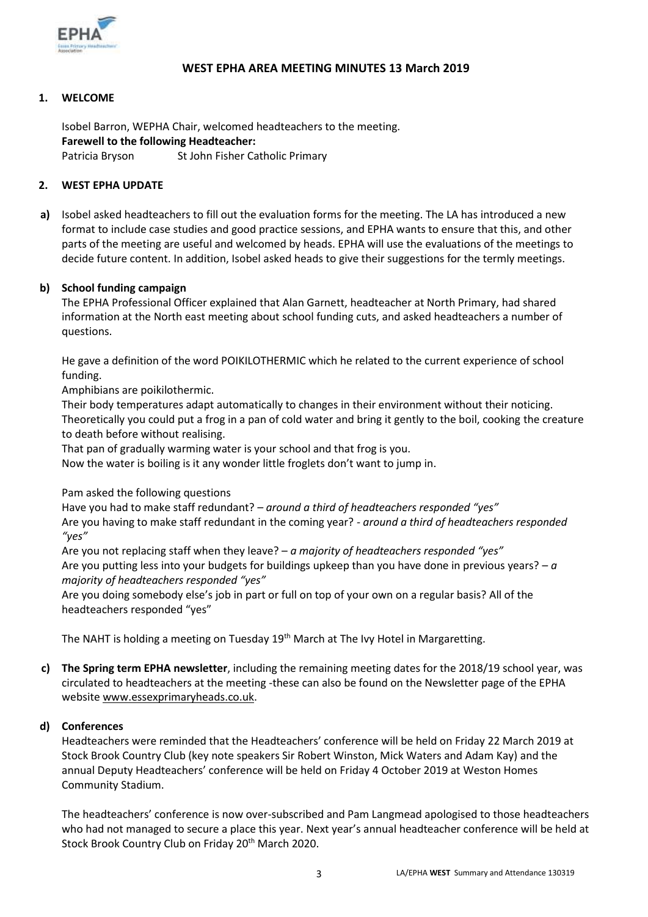# WEST EPHA AREA MEETING MINUTES 13 March 2019

## 1. WELCOME

Isobel Barron, WEPHA Chair, welcomed headteachers to the meeting.

**Farewell to the following Headteacher:**

Patricia Bryson  St John Fisher Catholic Primary

## 2. WEST EPHA UPDATE

**a)** Isobel asked headteachers to fill out the evaluation forms for the meeting. The LA has introduced a new format to include case studies and good practice sessions, and EPHA wants to ensure that this, and other parts of the meeting are useful and welcomed by heads. EPHA will use the evaluations of the meetings to decide future content. In addition, Isobel asked heads to give their suggestions for the termly meetings.

**b) School funding campaign**

The EPHA Professional Officer explained that Alan Garnett, headteacher at North Primary, had shared information at the North east meeting about school funding cuts, and asked headteachers a number of questions.

He gave a definition of the word POIKILOTHERMIC which he related to the current experience of school funding.

Amphibians are poikilothermic.

Their body temperatures adapt automatically to changes in their environment without their noticing. Theoretically you could put a frog in a pan of cold water and bring it gently to the boil, cooking the creature to death before without realising.

That pan of gradually warming water is your school and that frog is you.

Now the water is boiling is it any wonder little froglets don't want to jump in.

Pam asked the following questions

Have you had to make staff redundant? – *around a third of headteachers responded "yes"*

Are you having to make staff redundant in the coming year? - *around a third of headteachers responded "yes"*

Are you not replacing staff when they leave? – *a majority of headteachers responded "yes"*

Are you putting less into your budgets for buildings upkeep than you have done in previous years? – *a majority of headteachers responded "yes"*

Are you doing somebody else's job in part or full on top of your own on a regular basis? All of the headteachers responded "yes"

The NAHT is holding a meeting on Tuesday 19th March at The Ivy Hotel in Margaretting.

**c) The Spring term EPHA newsletter**, including the remaining meeting dates for the 2018/19 school year, was circulated to headteachers at the meeting -these can also be found on the Newsletter page of the EPHA website www.essexprimaryheads.co.uk.

**d) Conferences**

Headteachers were reminded that the Headteachers' conference will be held on Friday 22 March 2019 at Stock Brook Country Club (key note speakers Sir Robert Winston, Mick Waters and Adam Kay) and the annual Deputy Headteachers' conference will be held on Friday 4 October 2019 at Weston Homes Community Stadium.

The headteachers' conference is now over-subscribed and Pam Langmead apologised to those headteachers who had not managed to secure a place this year. Next year's annual headteacher conference will be held at Stock Brook Country Club on Friday 20th March 2020.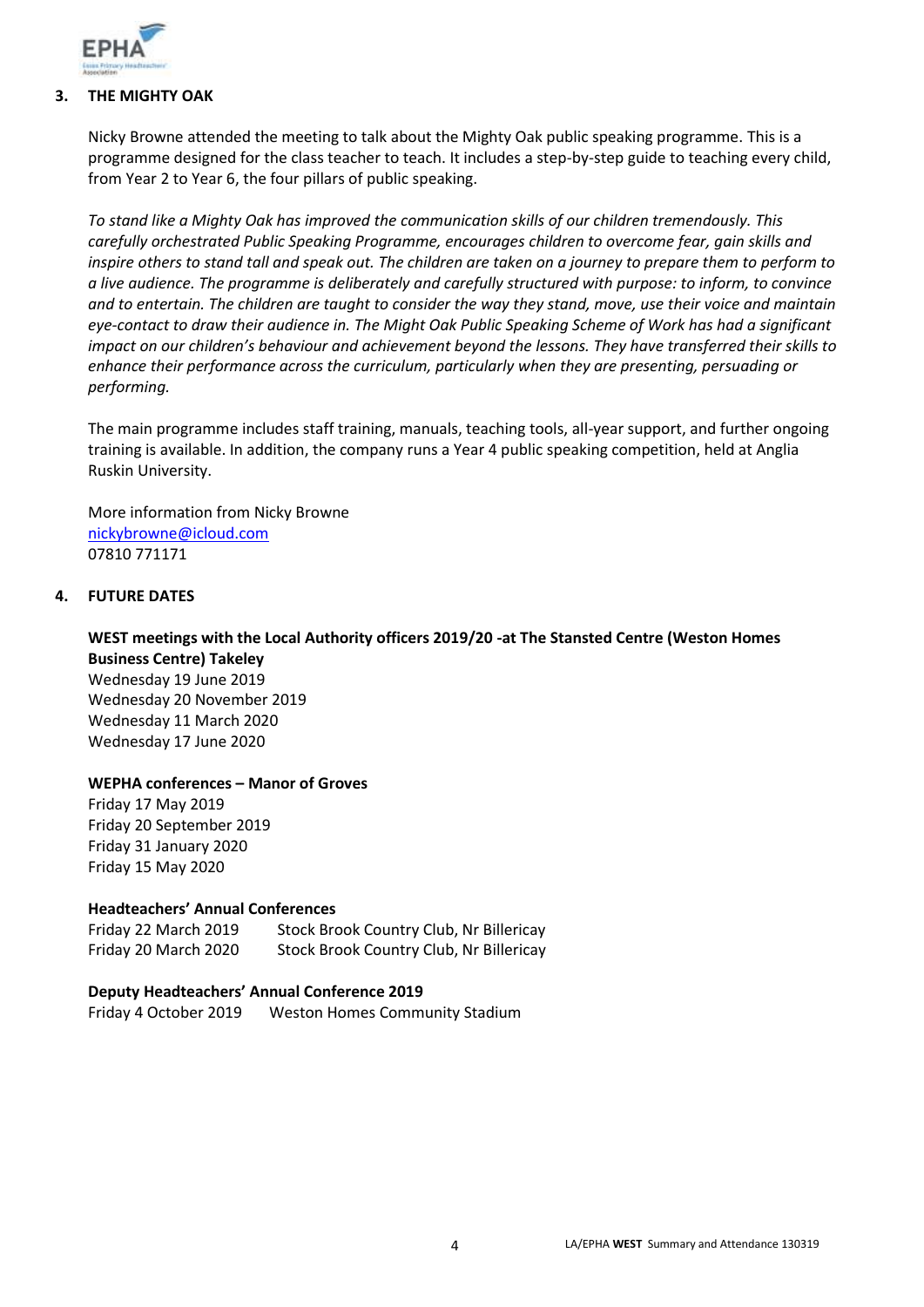## 3. THE MIGHTY OAK

Nicky Browne attended the meeting to talk about the Mighty Oak public speaking programme. This is a programme designed for the class teacher to teach. It includes a step-by-step guide to teaching every child, from Year 2 to Year 6, the four pillars of public speaking.

*To stand like a Mighty Oak has improved the communication skills of our children tremendously. This carefully orchestrated Public Speaking Programme, encourages children to overcome fear, gain skills and inspire others to stand tall and speak out. The children are taken on a journey to prepare them to perform to a live audience. The programme is deliberately and carefully structured with purpose: to inform, to convince and to entertain. The children are taught to consider the way they stand, move, use their voice and maintain eye-contact to draw their audience in. The Might Oak Public Speaking Scheme of Work has had a significant impact on our children's behaviour and achievement beyond the lessons. They have transferred their skills to enhance their performance across the curriculum, particularly when they are presenting, persuading or performing.*

The main programme includes staff training, manuals, teaching tools, all-year support, and further ongoing training is available. In addition, the company runs a Year 4 public speaking competition, held at Anglia Ruskin University.

More information from Nicky Browne
nickybrowne@icloud.com
07810 771171

## 4. FUTURE DATES

**WEST meetings with the Local Authority officers 2019/20 -at The Stansted Centre (Weston Homes Business Centre) Takeley**

Wednesday 19 June 2019
Wednesday 20 November 2019
Wednesday 11 March 2020
Wednesday 17 June 2020

**WEPHA conferences – Manor of Groves**

Friday 17 May 2019
Friday 20 September 2019
Friday 31 January 2020
Friday 15 May 2020

**Headteachers' Annual Conferences**

| | |
|---|---|
| Friday 22 March 2019 | Stock Brook Country Club, Nr Billericay |
| Friday 20 March 2020 | Stock Brook Country Club, Nr Billericay |

**Deputy Headteachers' Annual Conference 2019**

Friday 4 October 2019 Weston Homes Community Stadium